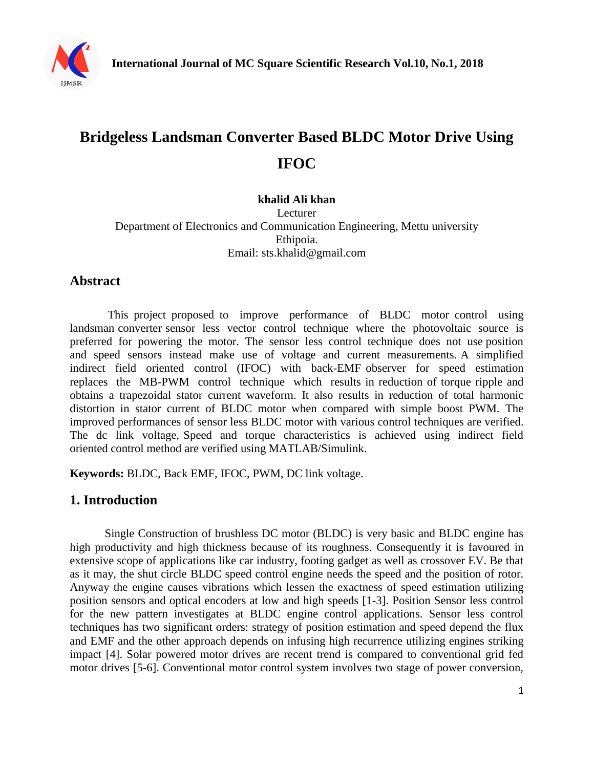# Bridgeless Landsman Converter Based BLDC Motor Drive Using IFOC

**khalid Ali khan**

Lecturer

Department of Electronics and Communication Engineering, Mettu university

Ethipoia.

Email: sts.khalid@gmail.com

## Abstract

This project proposed to improve performance of BLDC motor control using landsman converter sensor less vector control technique where the photovoltaic source is preferred for powering the motor. The sensor less control technique does not use position and speed sensors instead make use of voltage and current measurements. A simplified indirect field oriented control (IFOC) with back-EMF observer for speed estimation replaces the MB-PWM control technique which results in reduction of torque ripple and obtains a trapezoidal stator current waveform. It also results in reduction of total harmonic distortion in stator current of BLDC motor when compared with simple boost PWM. The improved performances of sensor less BLDC motor with various control techniques are verified. The dc link voltage, Speed and torque characteristics is achieved using indirect field oriented control method are verified using MATLAB/Simulink.

**Keywords:** BLDC, Back EMF, IFOC, PWM, DC link voltage.

## 1. Introduction

Single Construction of brushless DC motor (BLDC) is very basic and BLDC engine has high productivity and high thickness because of its roughness. Consequently it is favoured in extensive scope of applications like car industry, footing gadget as well as crossover EV. Be that as it may, the shut circle BLDC speed control engine needs the speed and the position of rotor. Anyway the engine causes vibrations which lessen the exactness of speed estimation utilizing position sensors and optical encoders at low and high speeds [1-3]. Position Sensor less control for the new pattern investigates at BLDC engine control applications. Sensor less control techniques has two significant orders: strategy of position estimation and speed depend the flux and EMF and the other approach depends on infusing high recurrence utilizing engines striking impact [4]. Solar powered motor drives are recent trend is compared to conventional grid fed motor drives [5-6]. Conventional motor control system involves two stage of power conversion,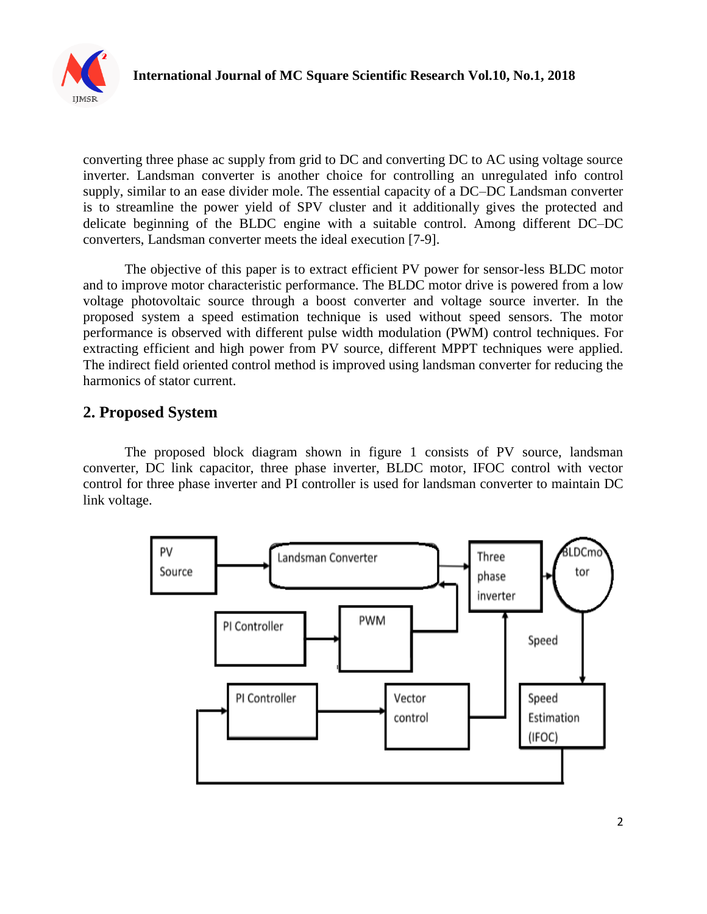converting three phase ac supply from grid to DC and converting DC to AC using voltage source inverter. Landsman converter is another choice for controlling an unregulated info control supply, similar to an ease divider mole. The essential capacity of a DC–DC Landsman converter is to streamline the power yield of SPV cluster and it additionally gives the protected and delicate beginning of the BLDC engine with a suitable control. Among different DC–DC converters, Landsman converter meets the ideal execution [7-9].

The objective of this paper is to extract efficient PV power for sensor-less BLDC motor and to improve motor characteristic performance. The BLDC motor drive is powered from a low voltage photovoltaic source through a boost converter and voltage source inverter. In the proposed system a speed estimation technique is used without speed sensors. The motor performance is observed with different pulse width modulation (PWM) control techniques. For extracting efficient and high power from PV source, different MPPT techniques were applied. The indirect field oriented control method is improved using landsman converter for reducing the harmonics of stator current.

## 2. Proposed System

The proposed block diagram shown in figure 1 consists of PV source, landsman converter, DC link capacitor, three phase inverter, BLDC motor, IFOC control with vector control for three phase inverter and PI controller is used for landsman converter to maintain DC link voltage.

PV Source → Landsman Converter → Three phase inverter → BLDCmotor

PI Controller → PWM → Landsman Converter

BLDCmotor → Speed → Speed Estimation (IFOC) → PI Controller → Vector control → Three phase inverter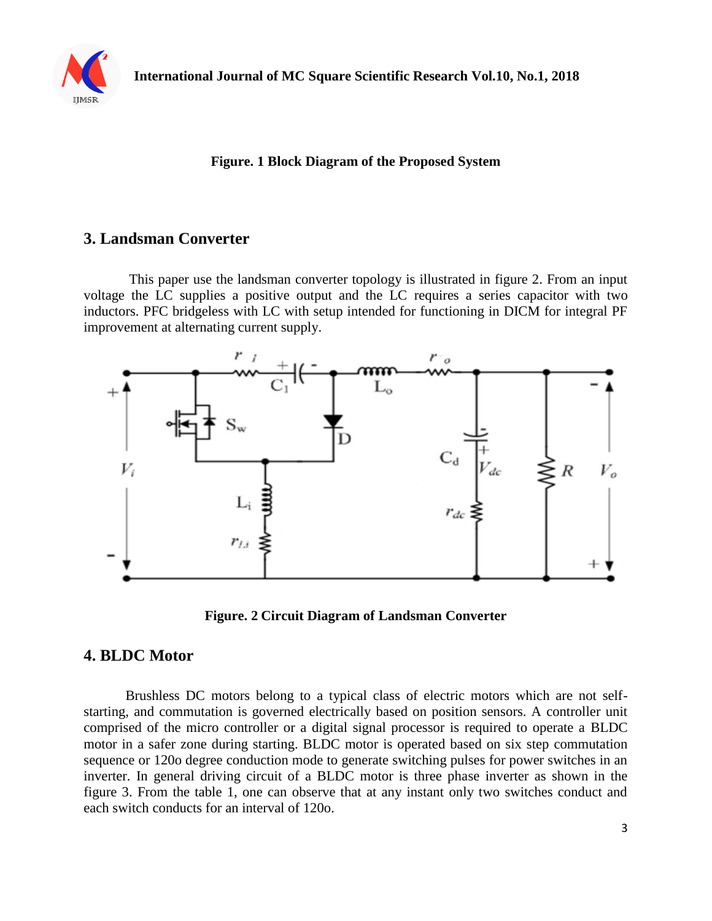**Figure. 1 Block Diagram of the Proposed System**

## 3. Landsman Converter

This paper use the landsman converter topology is illustrated in figure 2. From an input voltage the LC supplies a positive output and the LC requires a series capacitor with two inductors. PFC bridgeless with LC with setup intended for functioning in DICM for integral PF improvement at alternating current supply.

**Figure. 2 Circuit Diagram of Landsman Converter**

## 4. BLDC Motor

Brushless DC motors belong to a typical class of electric motors which are not self-starting, and commutation is governed electrically based on position sensors. A controller unit comprised of the micro controller or a digital signal processor is required to operate a BLDC motor in a safer zone during starting. BLDC motor is operated based on six step commutation sequence or 120o degree conduction mode to generate switching pulses for power switches in an inverter. In general driving circuit of a BLDC motor is three phase inverter as shown in the figure 3. From the table 1, one can observe that at any instant only two switches conduct and each switch conducts for an interval of 120o.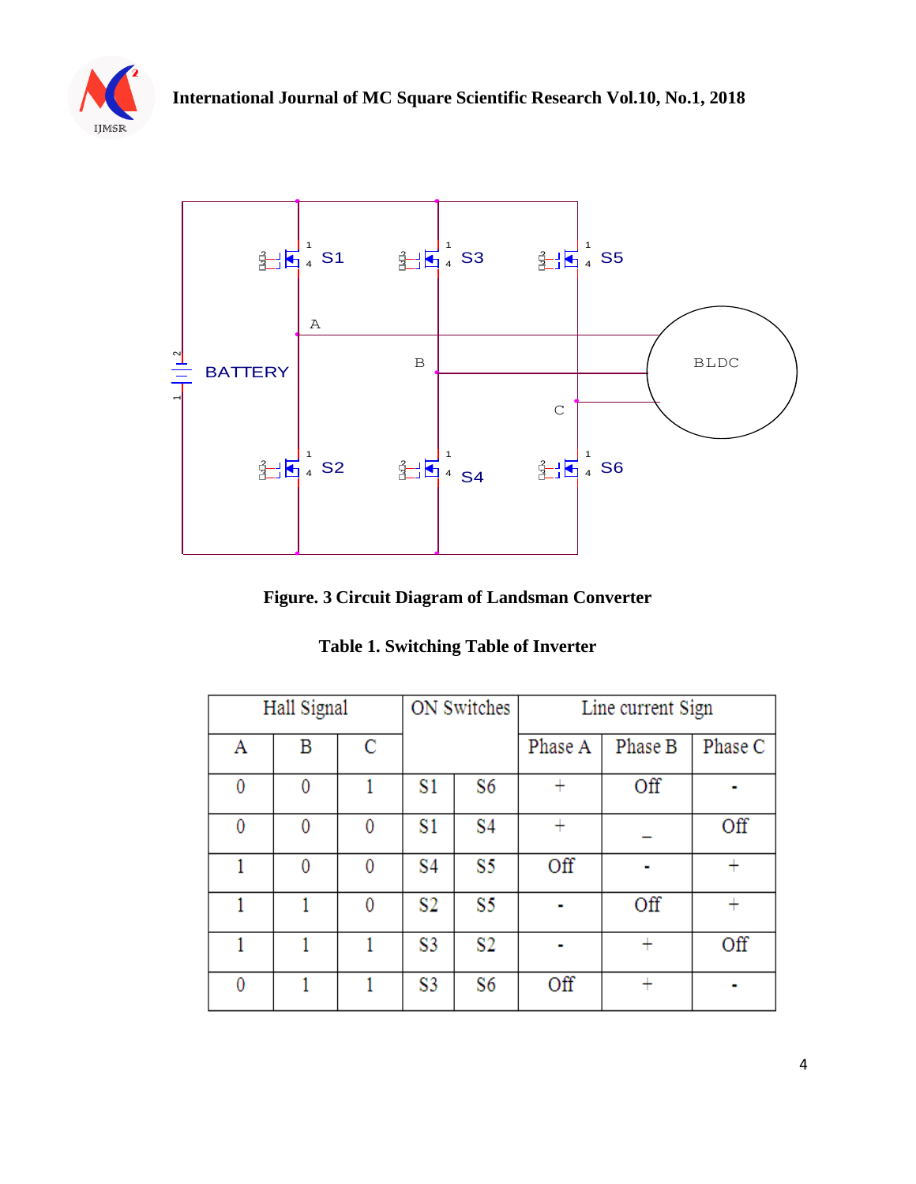Figure. 3 Circuit Diagram of Landsman Converter

**Table 1. Switching Table of Inverter**

| Hall Signal | | | ON Switches | | Line current Sign | | |
|---|---|---|---|---|---|---|---|
| A | B | C | | | Phase A | Phase B | Phase C |
| 0 | 0 | 1 | S1 | S6 | + | Off | - |
| 0 | 0 | 0 | S1 | S4 | + | _ | Off |
| 1 | 0 | 0 | S4 | S5 | Off | - | + |
| 1 | 1 | 0 | S2 | S5 | - | Off | + |
| 1 | 1 | 1 | S3 | S2 | - | + | Off |
| 0 | 1 | 1 | S3 | S6 | Off | + | - |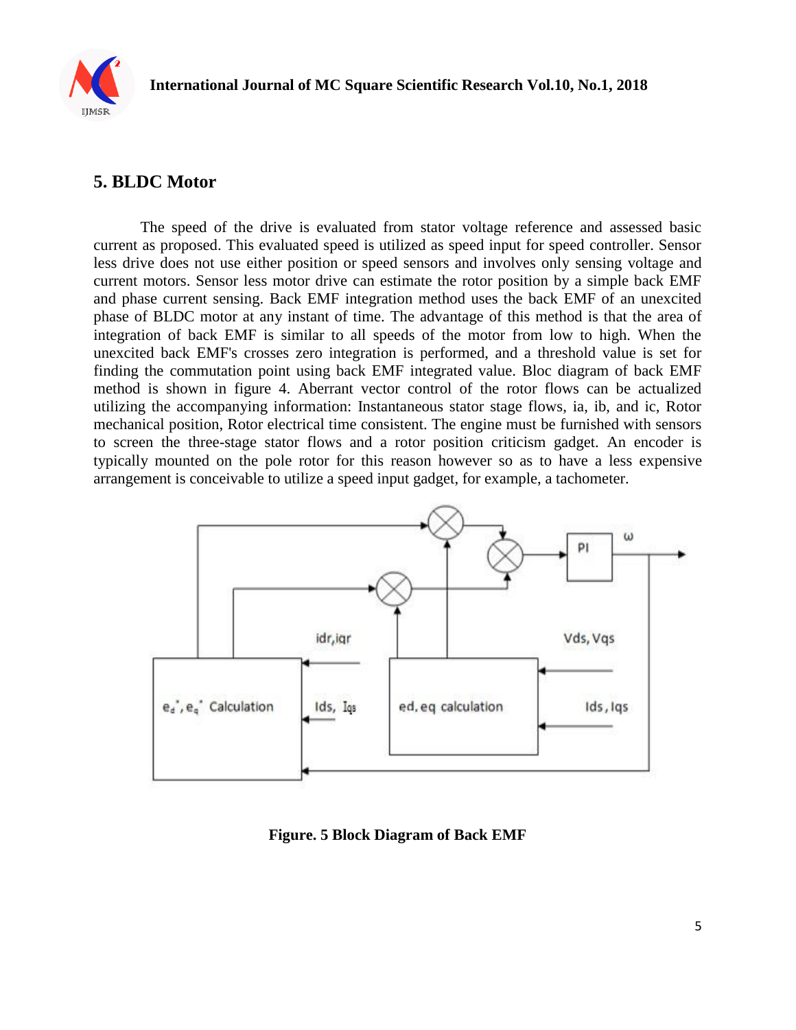## 5. BLDC Motor

The speed of the drive is evaluated from stator voltage reference and assessed basic current as proposed. This evaluated speed is utilized as speed input for speed controller. Sensor less drive does not use either position or speed sensors and involves only sensing voltage and current motors. Sensor less motor drive can estimate the rotor position by a simple back EMF and phase current sensing. Back EMF integration method uses the back EMF of an unexcited phase of BLDC motor at any instant of time. The advantage of this method is that the area of integration of back EMF is similar to all speeds of the motor from low to high. When the unexcited back EMF's crosses zero integration is performed, and a threshold value is set for finding the commutation point using back EMF integrated value. Bloc diagram of back EMF method is shown in figure 4. Aberrant vector control of the rotor flows can be actualized utilizing the accompanying information: Instantaneous stator stage flows, ia, ib, and ic, Rotor mechanical position, Rotor electrical time consistent. The engine must be furnished with sensors to screen the three-stage stator flows and a rotor position criticism gadget. An encoder is typically mounted on the pole rotor for this reason however so as to have a less expensive arrangement is conceivable to utilize a speed input gadget, for example, a tachometer.

**Figure. 5 Block Diagram of Back EMF**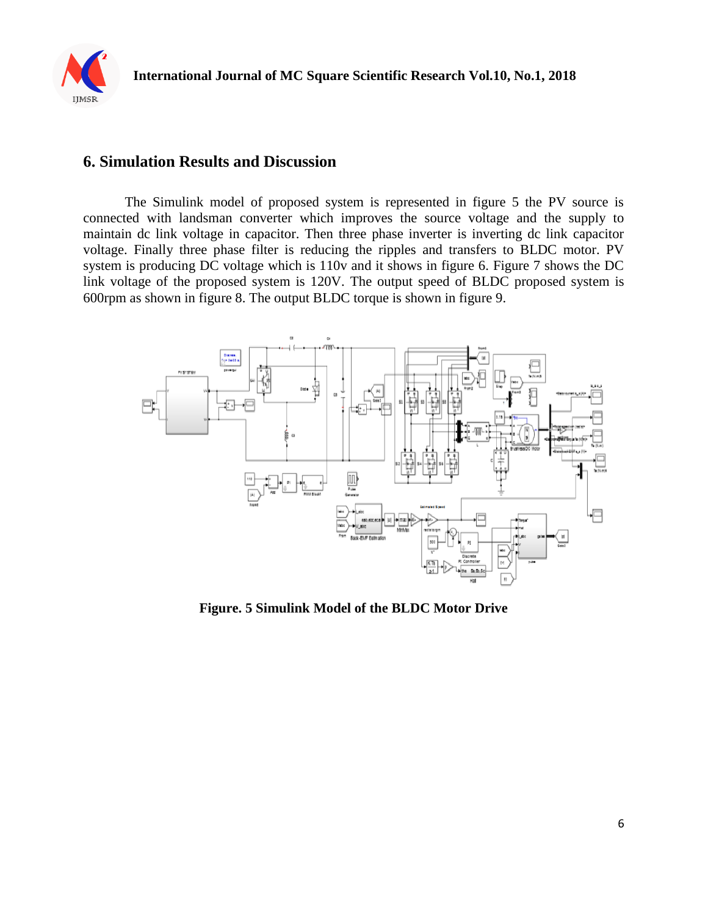## 6. Simulation Results and Discussion

The Simulink model of proposed system is represented in figure 5 the PV source is connected with landsman converter which improves the source voltage and the supply to maintain dc link voltage in capacitor. Then three phase inverter is inverting dc link capacitor voltage. Finally three phase filter is reducing the ripples and transfers to BLDC motor. PV system is producing DC voltage which is 110v and it shows in figure 6. Figure 7 shows the DC link voltage of the proposed system is 120V. The output speed of BLDC proposed system is 600rpm as shown in figure 8. The output BLDC torque is shown in figure 9.

**Figure. 5 Simulink Model of the BLDC Motor Drive**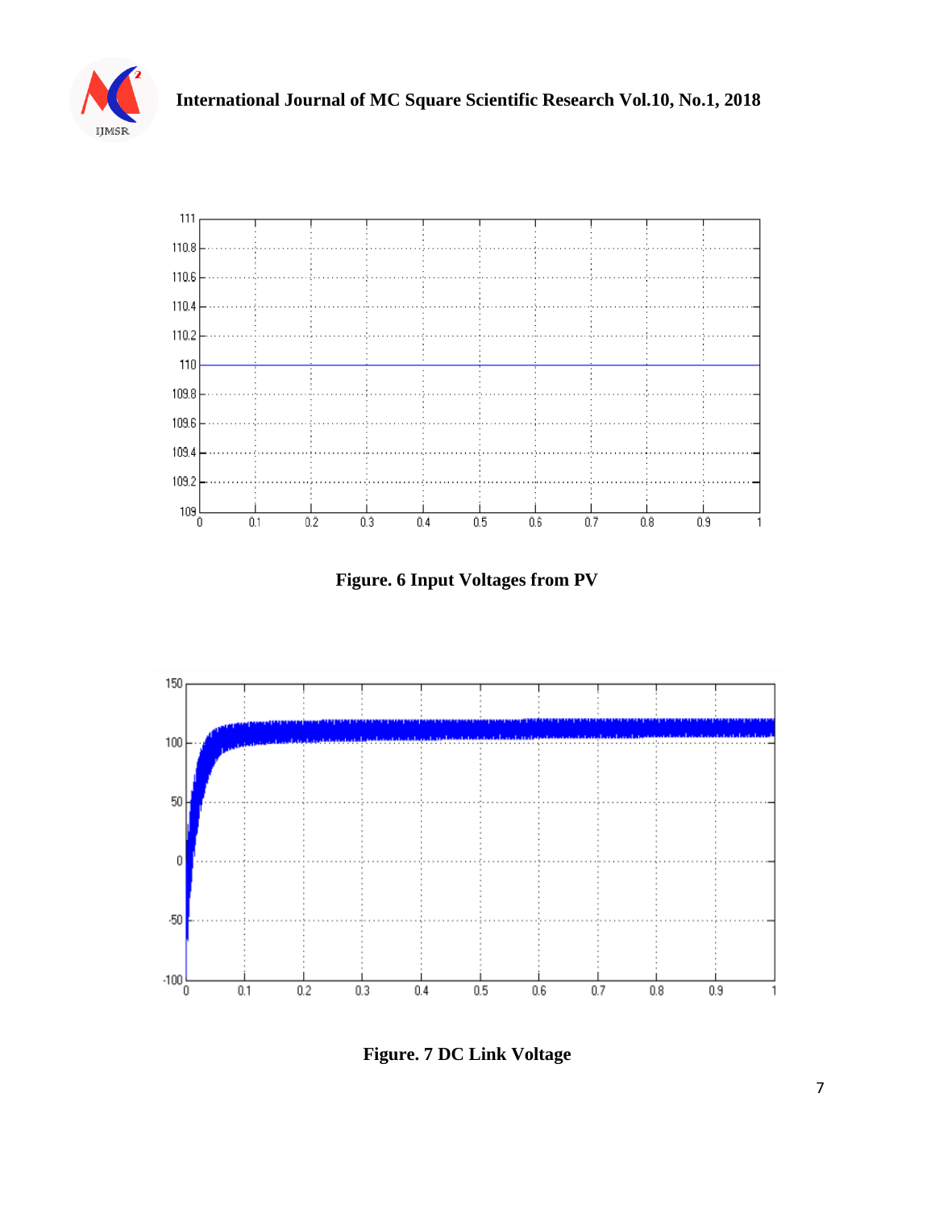Figure. 6 Input Voltages from PV

Figure. 7 DC Link Voltage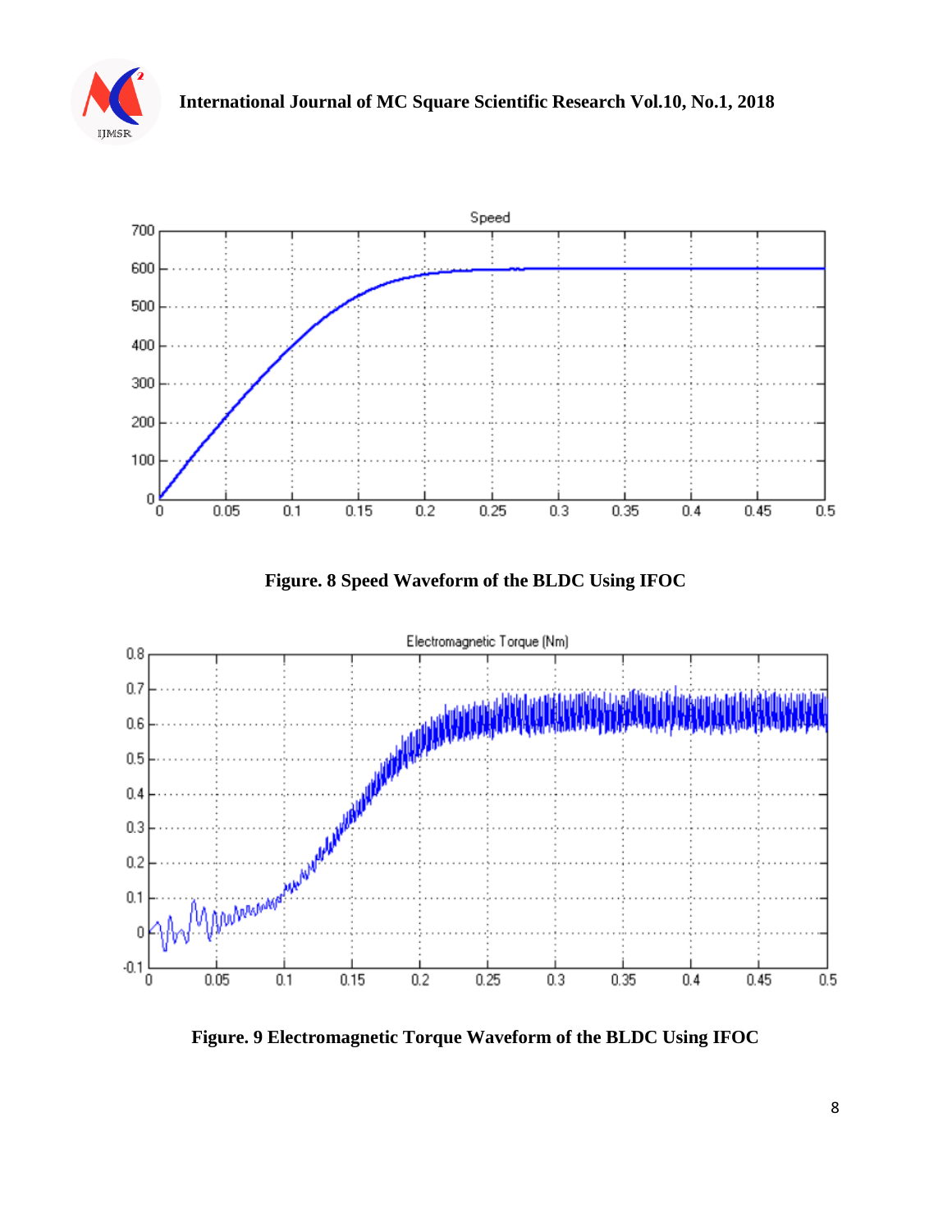Figure. 8 Speed Waveform of the BLDC Using IFOC

Figure. 9 Electromagnetic Torque Waveform of the BLDC Using IFOC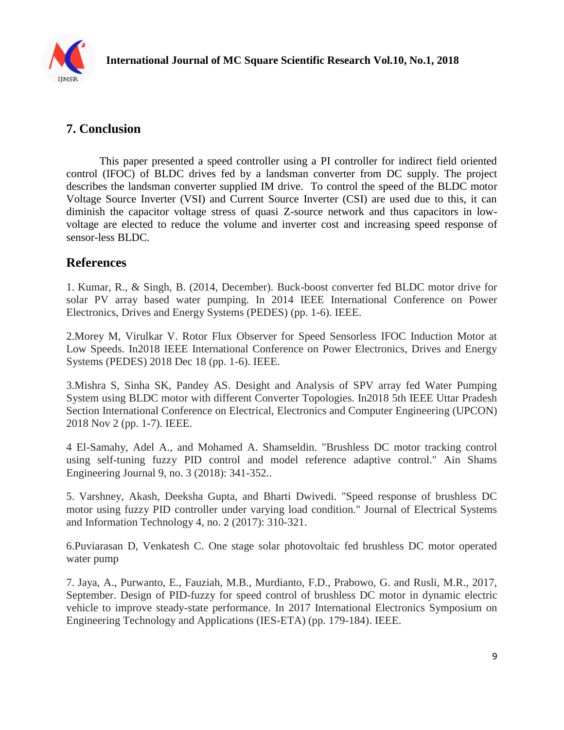## 7. Conclusion

This paper presented a speed controller using a PI controller for indirect field oriented control (IFOC) of BLDC drives fed by a landsman converter from DC supply. The project describes the landsman converter supplied IM drive. To control the speed of the BLDC motor Voltage Source Inverter (VSI) and Current Source Inverter (CSI) are used due to this, it can diminish the capacitor voltage stress of quasi Z-source network and thus capacitors in low-voltage are elected to reduce the volume and inverter cost and increasing speed response of sensor-less BLDC.

## References

1. Kumar, R., & Singh, B. (2014, December). Buck-boost converter fed BLDC motor drive for solar PV array based water pumping. In 2014 IEEE International Conference on Power Electronics, Drives and Energy Systems (PEDES) (pp. 1-6). IEEE.

2.Morey M, Virulkar V. Rotor Flux Observer for Speed Sensorless IFOC Induction Motor at Low Speeds. In2018 IEEE International Conference on Power Electronics, Drives and Energy Systems (PEDES) 2018 Dec 18 (pp. 1-6). IEEE.

3.Mishra S, Sinha SK, Pandey AS. Desight and Analysis of SPV array fed Water Pumping System using BLDC motor with different Converter Topologies. In2018 5th IEEE Uttar Pradesh Section International Conference on Electrical, Electronics and Computer Engineering (UPCON) 2018 Nov 2 (pp. 1-7). IEEE.

4 El-Samahy, Adel A., and Mohamed A. Shamseldin. "Brushless DC motor tracking control using self-tuning fuzzy PID control and model reference adaptive control." Ain Shams Engineering Journal 9, no. 3 (2018): 341-352..

5. Varshney, Akash, Deeksha Gupta, and Bharti Dwivedi. "Speed response of brushless DC motor using fuzzy PID controller under varying load condition." Journal of Electrical Systems and Information Technology 4, no. 2 (2017): 310-321.

6.Puviarasan D, Venkatesh C. One stage solar photovoltaic fed brushless DC motor operated water pump

7. Jaya, A., Purwanto, E., Fauziah, M.B., Murdianto, F.D., Prabowo, G. and Rusli, M.R., 2017, September. Design of PID-fuzzy for speed control of brushless DC motor in dynamic electric vehicle to improve steady-state performance. In 2017 International Electronics Symposium on Engineering Technology and Applications (IES-ETA) (pp. 179-184). IEEE.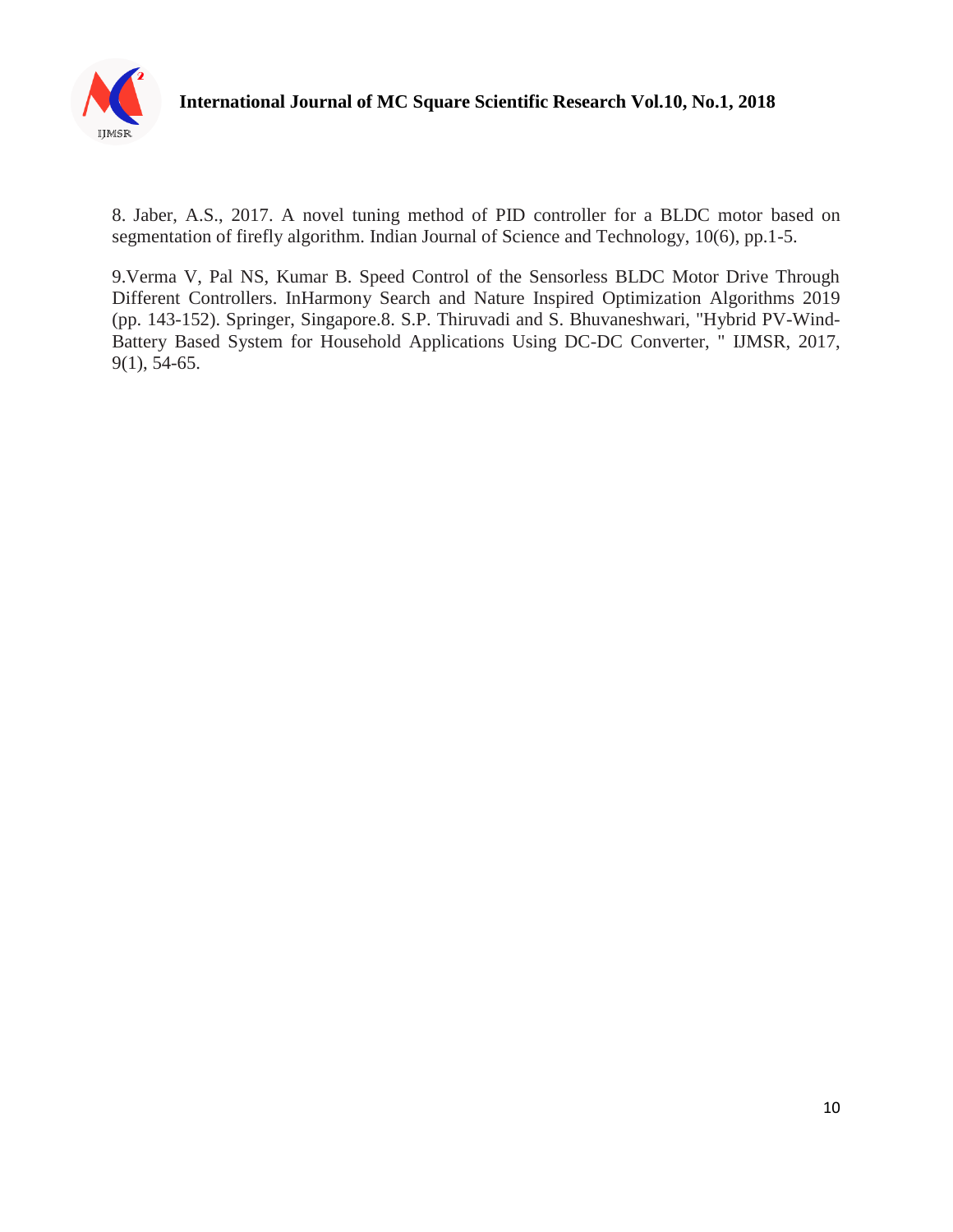8. Jaber, A.S., 2017. A novel tuning method of PID controller for a BLDC motor based on segmentation of firefly algorithm. Indian Journal of Science and Technology, 10(6), pp.1-5.

9.Verma V, Pal NS, Kumar B. Speed Control of the Sensorless BLDC Motor Drive Through Different Controllers. InHarmony Search and Nature Inspired Optimization Algorithms 2019 (pp. 143-152). Springer, Singapore.8. S.P. Thiruvadi and S. Bhuvaneshwari, "Hybrid PV-Wind-Battery Based System for Household Applications Using DC-DC Converter, " IJMSR, 2017, 9(1), 54-65.